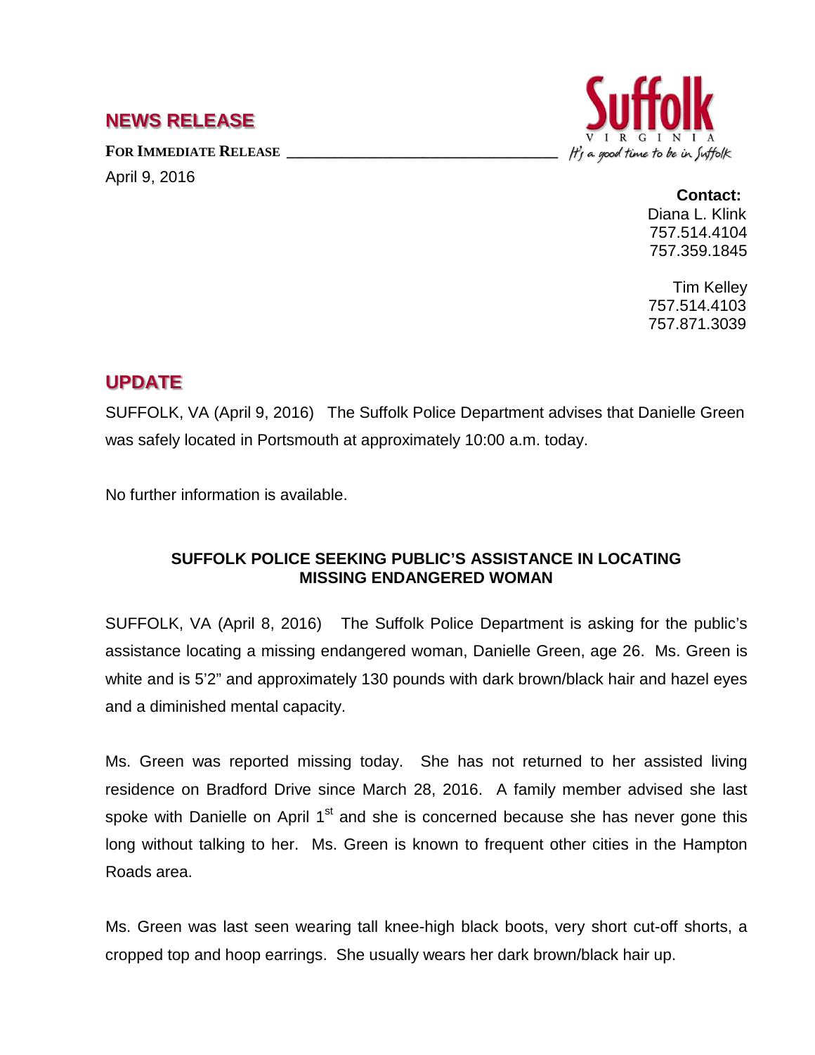# NEWS RELEASE

**FOR IMMEDIATE RELEASE**

April 9, 2016

Suffolk VIRGINIA *It's a good time to be in Suffolk*

**Contact:**
Diana L. Klink
757.514.4104
757.359.1845

Tim Kelley
757.514.4103
757.871.3039

## UPDATE

SUFFOLK, VA (April 9, 2016) The Suffolk Police Department advises that Danielle Green was safely located in Portsmouth at approximately 10:00 a.m. today.

No further information is available.

### SUFFOLK POLICE SEEKING PUBLIC'S ASSISTANCE IN LOCATING MISSING ENDANGERED WOMAN

SUFFOLK, VA (April 8, 2016) The Suffolk Police Department is asking for the public's assistance locating a missing endangered woman, Danielle Green, age 26. Ms. Green is white and is 5'2" and approximately 130 pounds with dark brown/black hair and hazel eyes and a diminished mental capacity.

Ms. Green was reported missing today. She has not returned to her assisted living residence on Bradford Drive since March 28, 2016. A family member advised she last spoke with Danielle on April 1st and she is concerned because she has never gone this long without talking to her. Ms. Green is known to frequent other cities in the Hampton Roads area.

Ms. Green was last seen wearing tall knee-high black boots, very short cut-off shorts, a cropped top and hoop earrings. She usually wears her dark brown/black hair up.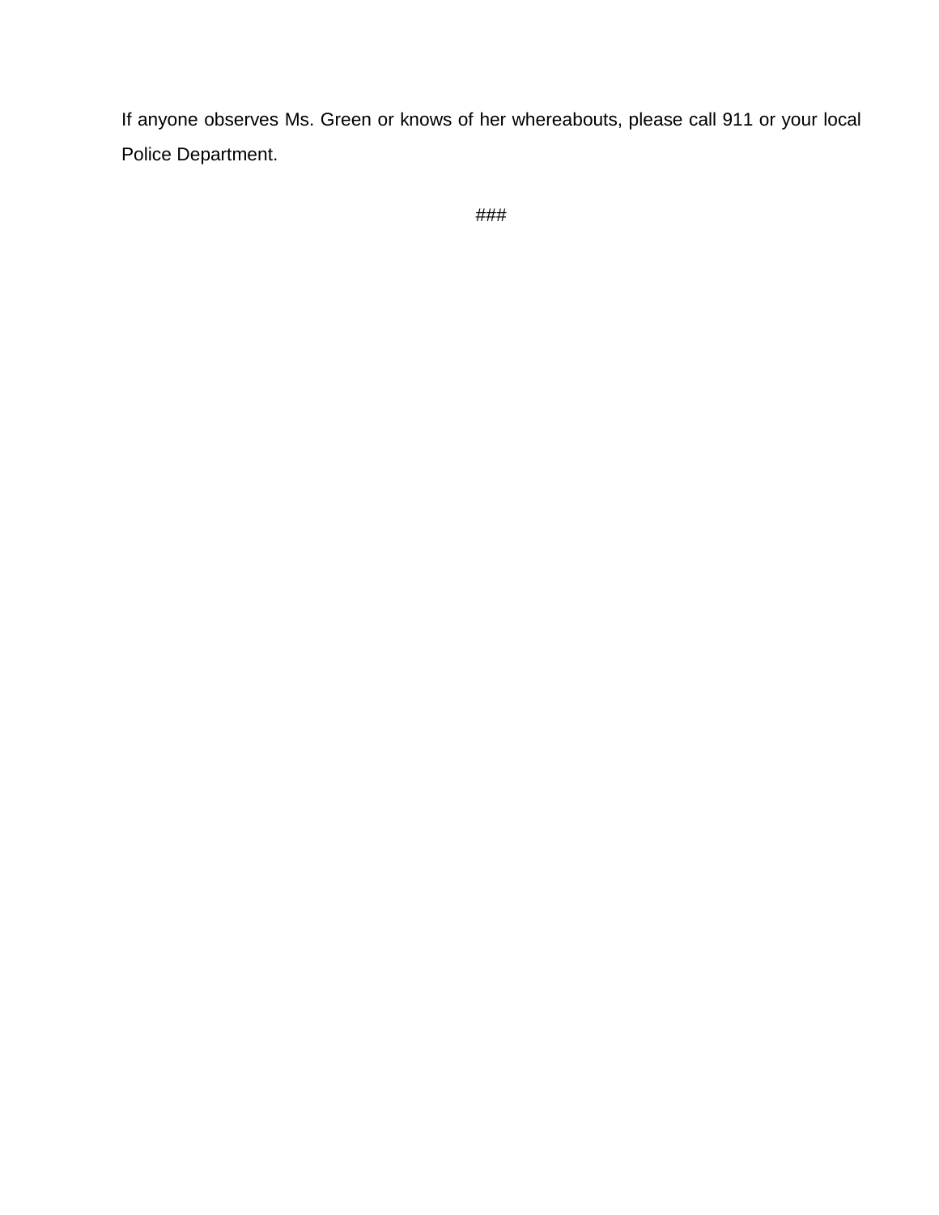If anyone observes Ms. Green or knows of her whereabouts, please call 911 or your local Police Department.

###